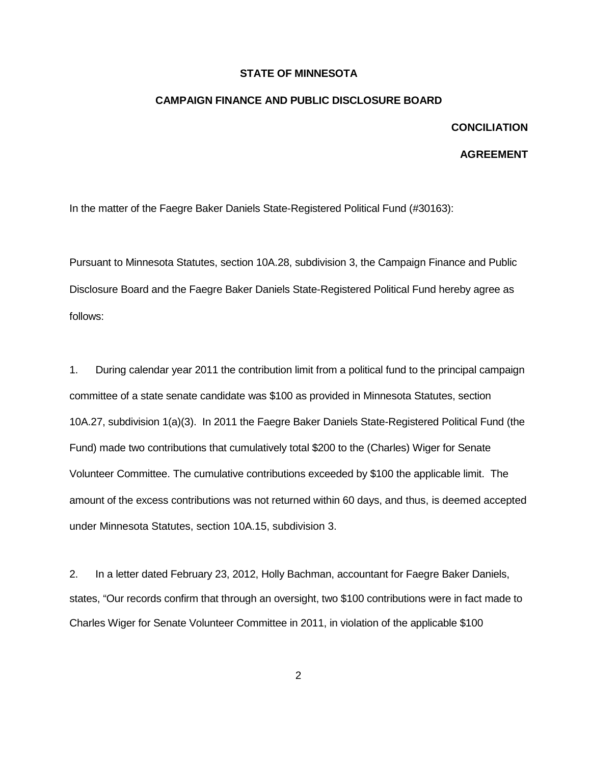**STATE OF MINNESOTA**

**CAMPAIGN FINANCE AND PUBLIC DISCLOSURE BOARD**

**CONCILIATION**

**AGREEMENT**

In the matter of the Faegre Baker Daniels State-Registered Political Fund (#30163):

Pursuant to Minnesota Statutes, section 10A.28, subdivision 3, the Campaign Finance and Public Disclosure Board and the Faegre Baker Daniels State-Registered Political Fund hereby agree as follows:

1. During calendar year 2011 the contribution limit from a political fund to the principal campaign committee of a state senate candidate was $100 as provided in Minnesota Statutes, section 10A.27, subdivision 1(a)(3). In 2011 the Faegre Baker Daniels State-Registered Political Fund (the Fund) made two contributions that cumulatively total $200 to the (Charles) Wiger for Senate Volunteer Committee. The cumulative contributions exceeded by $100 the applicable limit. The amount of the excess contributions was not returned within 60 days, and thus, is deemed accepted under Minnesota Statutes, section 10A.15, subdivision 3.

2. In a letter dated February 23, 2012, Holly Bachman, accountant for Faegre Baker Daniels, states, "Our records confirm that through an oversight, two $100 contributions were in fact made to Charles Wiger for Senate Volunteer Committee in 2011, in violation of the applicable $100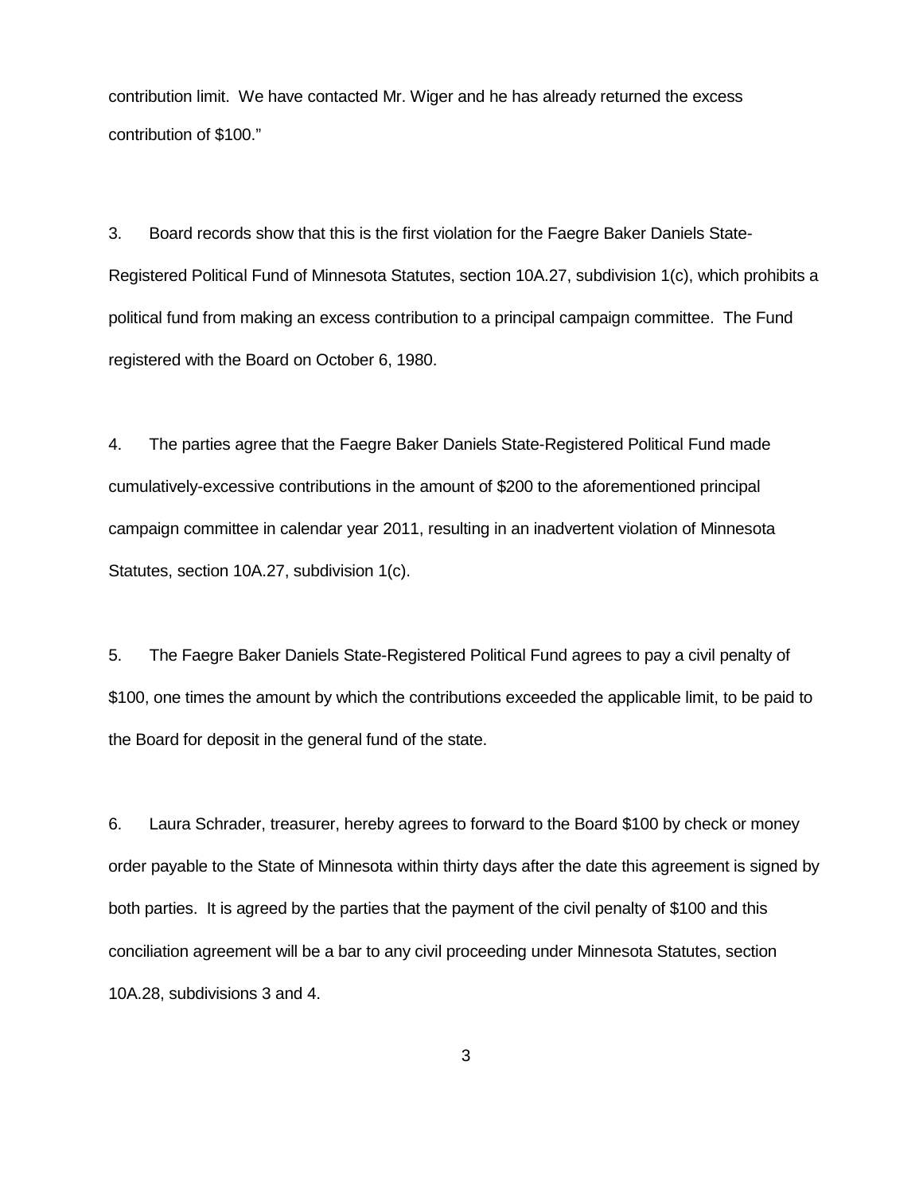contribution limit. We have contacted Mr. Wiger and he has already returned the excess contribution of $100."

3. Board records show that this is the first violation for the Faegre Baker Daniels State-Registered Political Fund of Minnesota Statutes, section 10A.27, subdivision 1(c), which prohibits a political fund from making an excess contribution to a principal campaign committee. The Fund registered with the Board on October 6, 1980.

4. The parties agree that the Faegre Baker Daniels State-Registered Political Fund made cumulatively-excessive contributions in the amount of $200 to the aforementioned principal campaign committee in calendar year 2011, resulting in an inadvertent violation of Minnesota Statutes, section 10A.27, subdivision 1(c).

5. The Faegre Baker Daniels State-Registered Political Fund agrees to pay a civil penalty of $100, one times the amount by which the contributions exceeded the applicable limit, to be paid to the Board for deposit in the general fund of the state.

6. Laura Schrader, treasurer, hereby agrees to forward to the Board $100 by check or money order payable to the State of Minnesota within thirty days after the date this agreement is signed by both parties. It is agreed by the parties that the payment of the civil penalty of $100 and this conciliation agreement will be a bar to any civil proceeding under Minnesota Statutes, section 10A.28, subdivisions 3 and 4.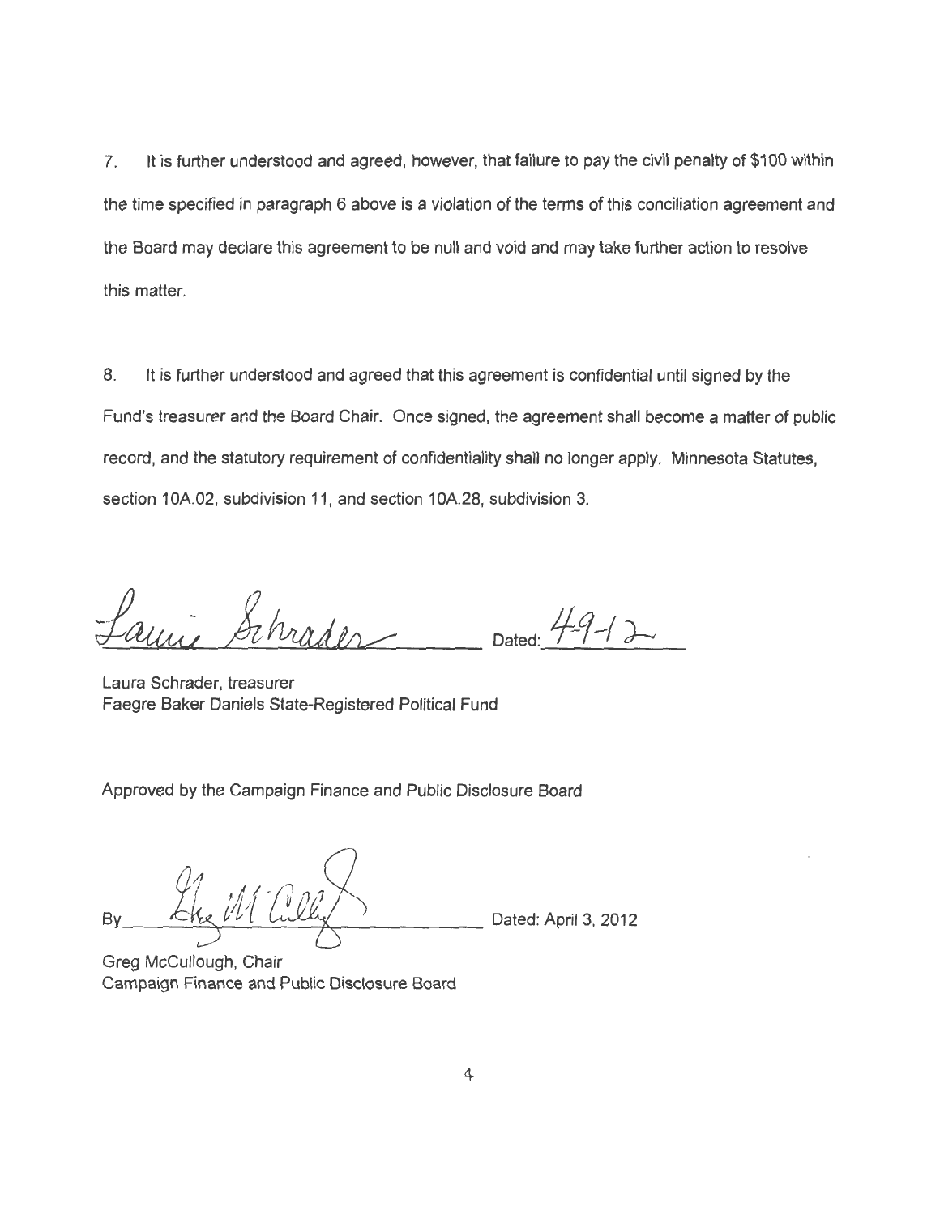7. It is further understood and agreed, however, that failure to pay the civil penalty of $100 within the time specified in paragraph 6 above is a violation of the terms of this conciliation agreement and the Board may declare this agreement to be null and void and may take further action to resolve this matter.

8. It is further understood and agreed that this agreement is confidential until signed by the Fund's treasurer and the Board Chair. Once signed, the agreement shall become a matter of public record, and the statutory requirement of confidentiality shall no longer apply. Minnesota Statutes, section 10A.02, subdivision 11, and section 10A.28, subdivision 3.

Laurie Schrader Dated: 4-9-12

Laura Schrader, treasurer
Faegre Baker Daniels State-Registered Political Fund

Approved by the Campaign Finance and Public Disclosure Board

By Greg McCullough Dated: April 3, 2012

Greg McCullough, Chair
Campaign Finance and Public Disclosure Board